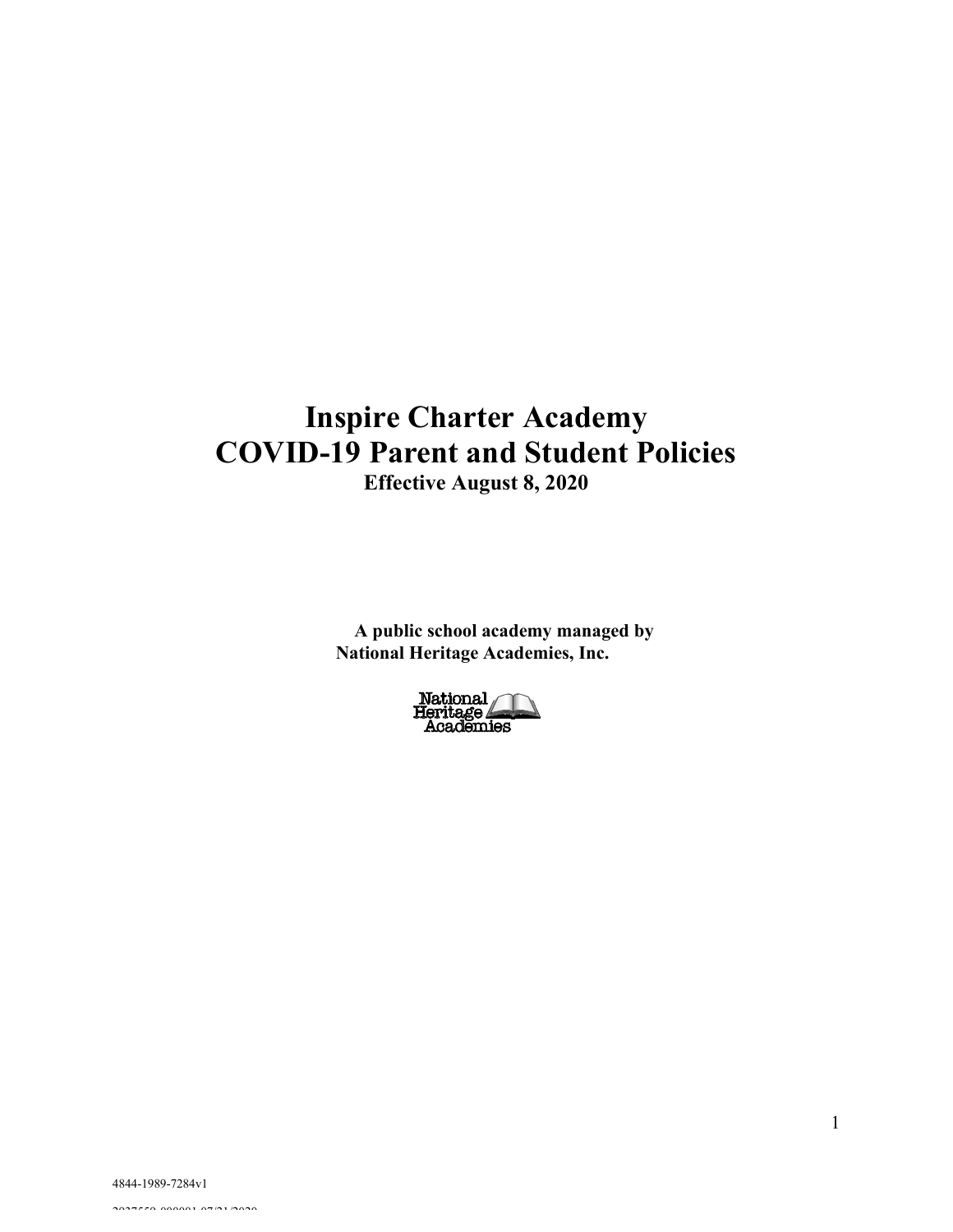# Inspire Charter Academy
# COVID-19 Parent and Student Policies

**Effective August 8, 2020**

**A public school academy managed by National Heritage Academies, Inc.**

National Heritage Academies

4844-1989-7284v1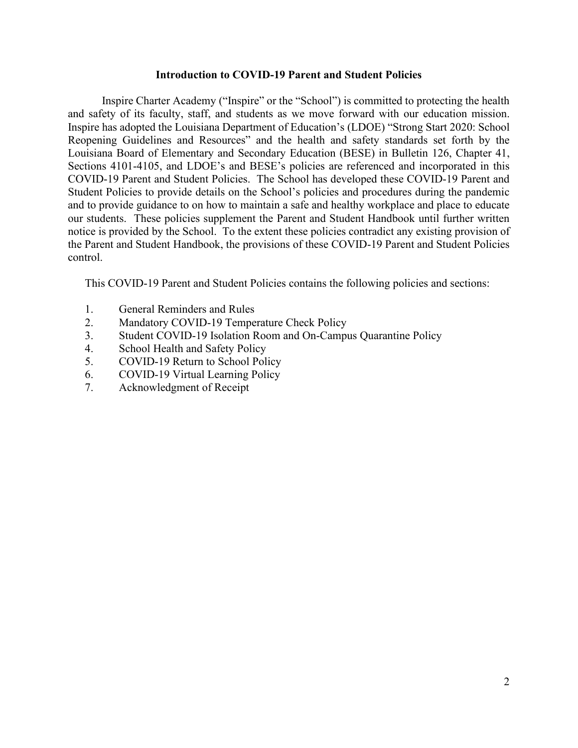## Introduction to COVID-19 Parent and Student Policies

Inspire Charter Academy ("Inspire" or the "School") is committed to protecting the health and safety of its faculty, staff, and students as we move forward with our education mission. Inspire has adopted the Louisiana Department of Education's (LDOE) "Strong Start 2020: School Reopening Guidelines and Resources" and the health and safety standards set forth by the Louisiana Board of Elementary and Secondary Education (BESE) in Bulletin 126, Chapter 41, Sections 4101-4105, and LDOE's and BESE's policies are referenced and incorporated in this COVID-19 Parent and Student Policies. The School has developed these COVID-19 Parent and Student Policies to provide details on the School's policies and procedures during the pandemic and to provide guidance to on how to maintain a safe and healthy workplace and place to educate our students. These policies supplement the Parent and Student Handbook until further written notice is provided by the School. To the extent these policies contradict any existing provision of the Parent and Student Handbook, the provisions of these COVID-19 Parent and Student Policies control.

This COVID-19 Parent and Student Policies contains the following policies and sections:

1. General Reminders and Rules
2. Mandatory COVID-19 Temperature Check Policy
3. Student COVID-19 Isolation Room and On-Campus Quarantine Policy
4. School Health and Safety Policy
5. COVID-19 Return to School Policy
6. COVID-19 Virtual Learning Policy
7. Acknowledgment of Receipt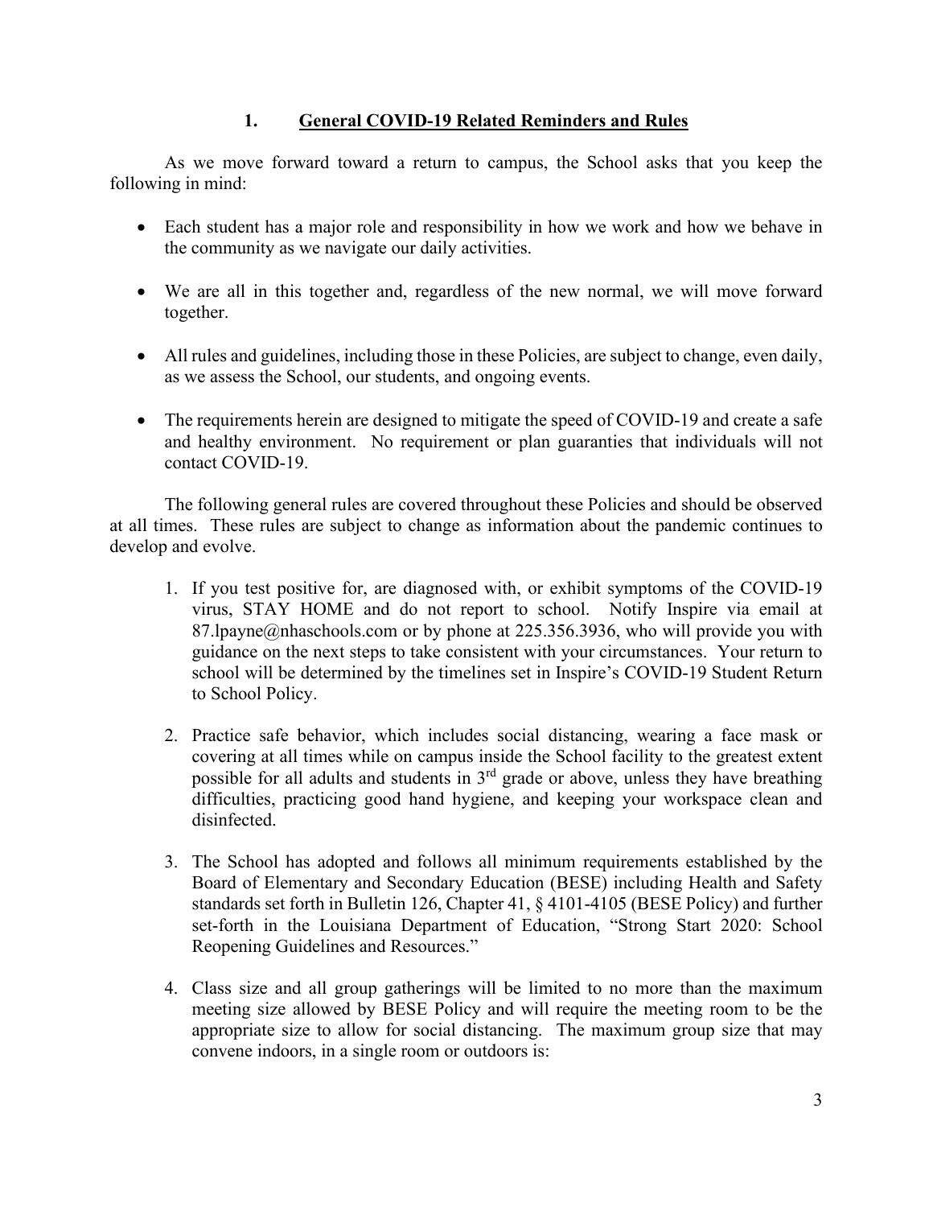## 1. General COVID-19 Related Reminders and Rules

As we move forward toward a return to campus, the School asks that you keep the following in mind:

- Each student has a major role and responsibility in how we work and how we behave in the community as we navigate our daily activities.
- We are all in this together and, regardless of the new normal, we will move forward together.
- All rules and guidelines, including those in these Policies, are subject to change, even daily, as we assess the School, our students, and ongoing events.
- The requirements herein are designed to mitigate the speed of COVID-19 and create a safe and healthy environment. No requirement or plan guaranties that individuals will not contact COVID-19.

The following general rules are covered throughout these Policies and should be observed at all times. These rules are subject to change as information about the pandemic continues to develop and evolve.

1. If you test positive for, are diagnosed with, or exhibit symptoms of the COVID-19 virus, STAY HOME and do not report to school. Notify Inspire via email at 87.lpayne@nhaschools.com or by phone at 225.356.3936, who will provide you with guidance on the next steps to take consistent with your circumstances. Your return to school will be determined by the timelines set in Inspire's COVID-19 Student Return to School Policy.

2. Practice safe behavior, which includes social distancing, wearing a face mask or covering at all times while on campus inside the School facility to the greatest extent possible for all adults and students in 3rd grade or above, unless they have breathing difficulties, practicing good hand hygiene, and keeping your workspace clean and disinfected.

3. The School has adopted and follows all minimum requirements established by the Board of Elementary and Secondary Education (BESE) including Health and Safety standards set forth in Bulletin 126, Chapter 41, § 4101-4105 (BESE Policy) and further set-forth in the Louisiana Department of Education, "Strong Start 2020: School Reopening Guidelines and Resources."

4. Class size and all group gatherings will be limited to no more than the maximum meeting size allowed by BESE Policy and will require the meeting room to be the appropriate size to allow for social distancing. The maximum group size that may convene indoors, in a single room or outdoors is: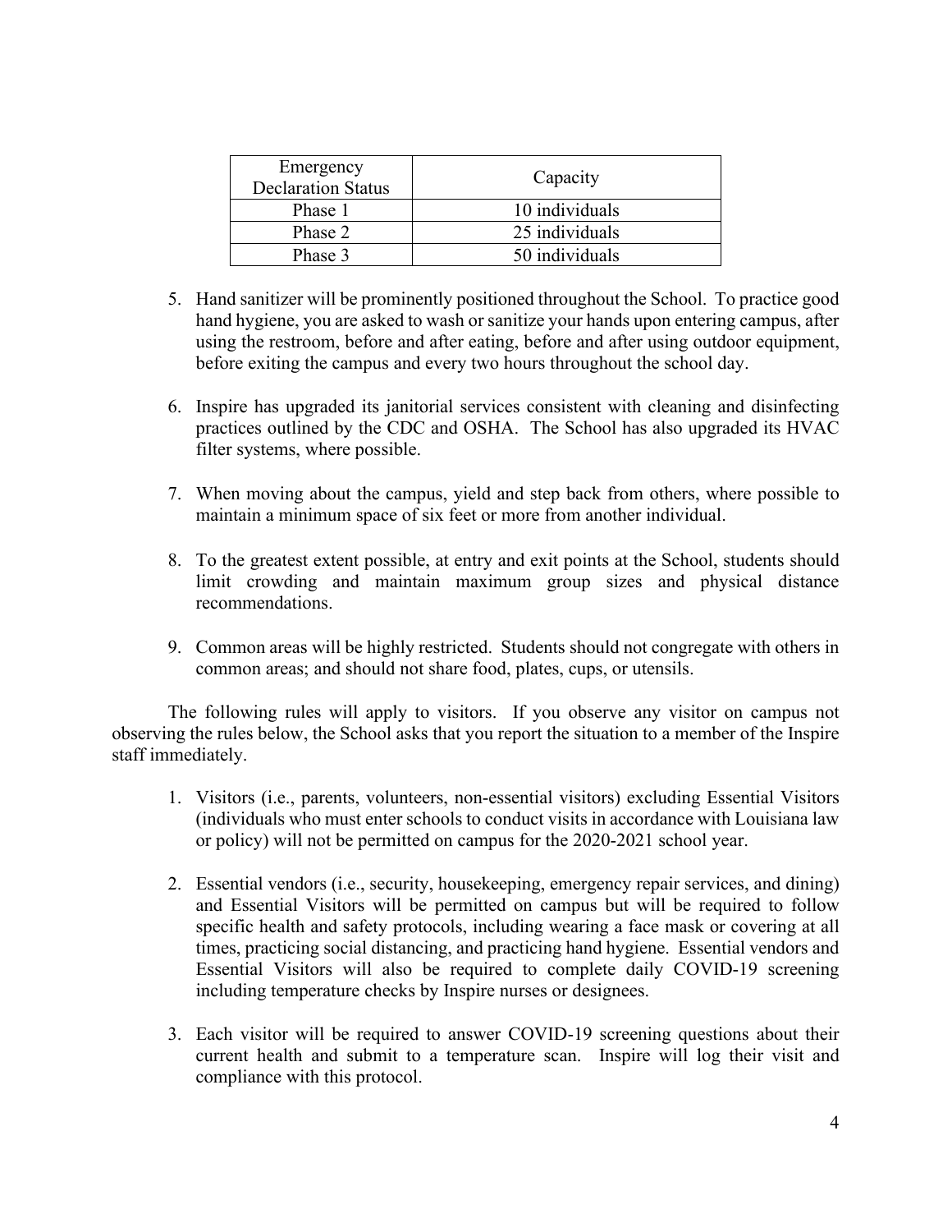| Emergency Declaration Status | Capacity |
| --- | --- |
| Phase 1 | 10 individuals |
| Phase 2 | 25 individuals |
| Phase 3 | 50 individuals |

5. Hand sanitizer will be prominently positioned throughout the School. To practice good hand hygiene, you are asked to wash or sanitize your hands upon entering campus, after using the restroom, before and after eating, before and after using outdoor equipment, before exiting the campus and every two hours throughout the school day.

6. Inspire has upgraded its janitorial services consistent with cleaning and disinfecting practices outlined by the CDC and OSHA. The School has also upgraded its HVAC filter systems, where possible.

7. When moving about the campus, yield and step back from others, where possible to maintain a minimum space of six feet or more from another individual.

8. To the greatest extent possible, at entry and exit points at the School, students should limit crowding and maintain maximum group sizes and physical distance recommendations.

9. Common areas will be highly restricted. Students should not congregate with others in common areas; and should not share food, plates, cups, or utensils.

The following rules will apply to visitors. If you observe any visitor on campus not observing the rules below, the School asks that you report the situation to a member of the Inspire staff immediately.

1. Visitors (i.e., parents, volunteers, non-essential visitors) excluding Essential Visitors (individuals who must enter schools to conduct visits in accordance with Louisiana law or policy) will not be permitted on campus for the 2020-2021 school year.

2. Essential vendors (i.e., security, housekeeping, emergency repair services, and dining) and Essential Visitors will be permitted on campus but will be required to follow specific health and safety protocols, including wearing a face mask or covering at all times, practicing social distancing, and practicing hand hygiene. Essential vendors and Essential Visitors will also be required to complete daily COVID-19 screening including temperature checks by Inspire nurses or designees.

3. Each visitor will be required to answer COVID-19 screening questions about their current health and submit to a temperature scan. Inspire will log their visit and compliance with this protocol.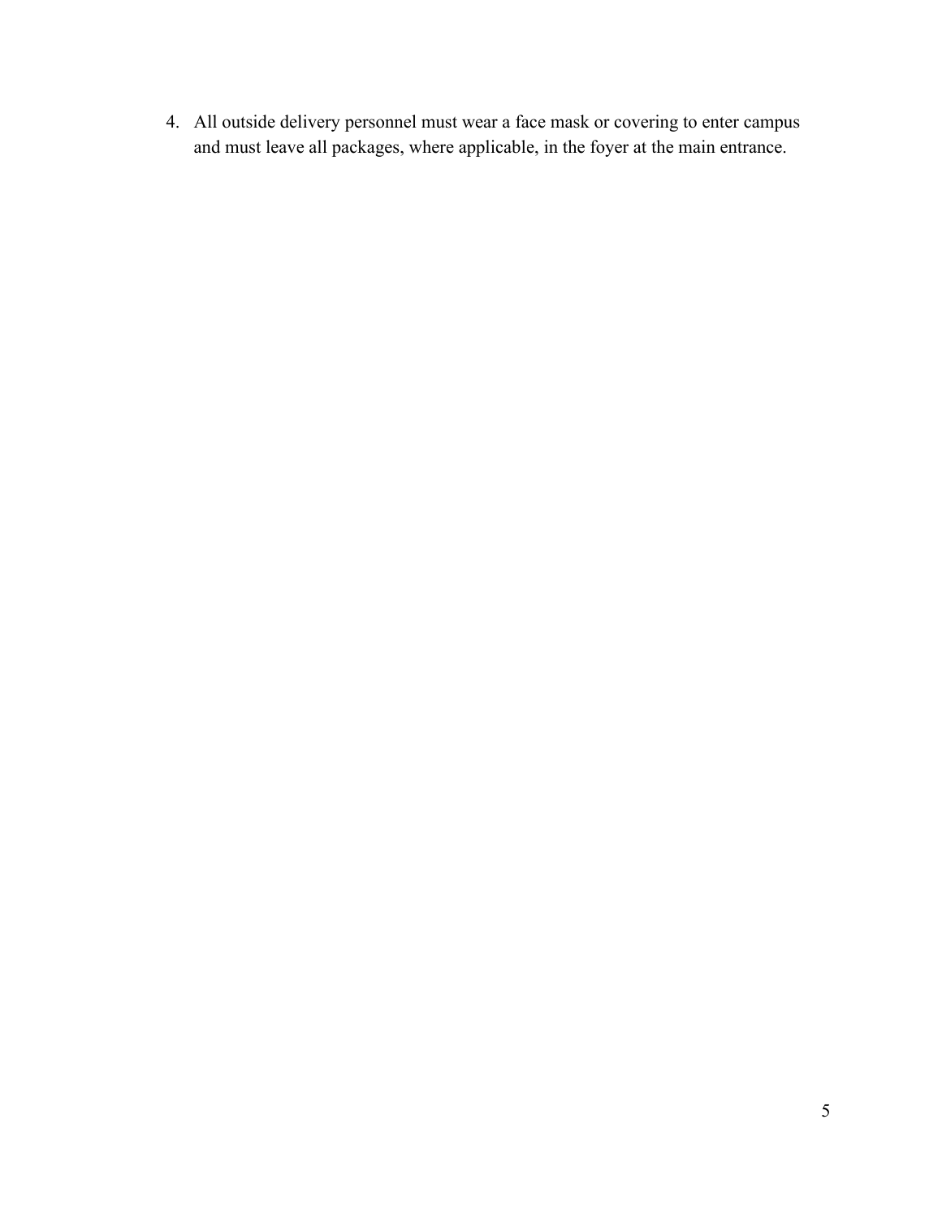4. All outside delivery personnel must wear a face mask or covering to enter campus and must leave all packages, where applicable, in the foyer at the main entrance.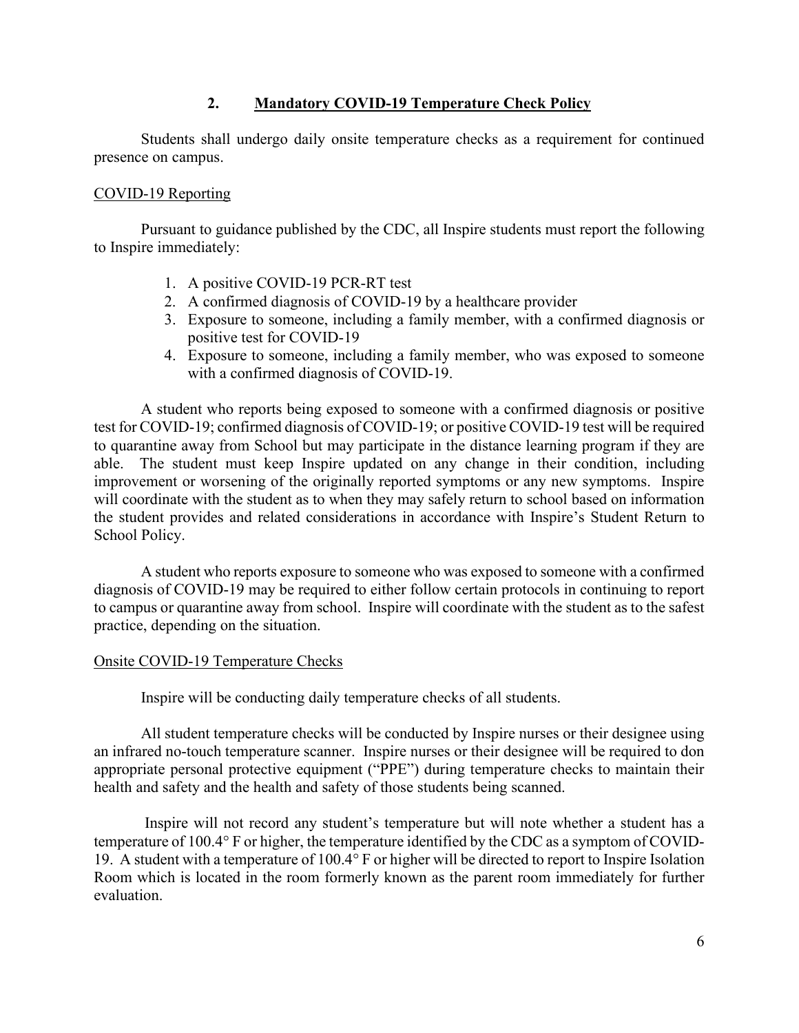## 2. Mandatory COVID-19 Temperature Check Policy

Students shall undergo daily onsite temperature checks as a requirement for continued presence on campus.

### COVID-19 Reporting

Pursuant to guidance published by the CDC, all Inspire students must report the following to Inspire immediately:

1. A positive COVID-19 PCR-RT test
2. A confirmed diagnosis of COVID-19 by a healthcare provider
3. Exposure to someone, including a family member, with a confirmed diagnosis or positive test for COVID-19
4. Exposure to someone, including a family member, who was exposed to someone with a confirmed diagnosis of COVID-19.

A student who reports being exposed to someone with a confirmed diagnosis or positive test for COVID-19; confirmed diagnosis of COVID-19; or positive COVID-19 test will be required to quarantine away from School but may participate in the distance learning program if they are able. The student must keep Inspire updated on any change in their condition, including improvement or worsening of the originally reported symptoms or any new symptoms. Inspire will coordinate with the student as to when they may safely return to school based on information the student provides and related considerations in accordance with Inspire's Student Return to School Policy.

A student who reports exposure to someone who was exposed to someone with a confirmed diagnosis of COVID-19 may be required to either follow certain protocols in continuing to report to campus or quarantine away from school. Inspire will coordinate with the student as to the safest practice, depending on the situation.

### Onsite COVID-19 Temperature Checks

Inspire will be conducting daily temperature checks of all students.

All student temperature checks will be conducted by Inspire nurses or their designee using an infrared no-touch temperature scanner. Inspire nurses or their designee will be required to don appropriate personal protective equipment ("PPE") during temperature checks to maintain their health and safety and the health and safety of those students being scanned.

Inspire will not record any student's temperature but will note whether a student has a temperature of 100.4° F or higher, the temperature identified by the CDC as a symptom of COVID-19. A student with a temperature of 100.4° F or higher will be directed to report to Inspire Isolation Room which is located in the room formerly known as the parent room immediately for further evaluation.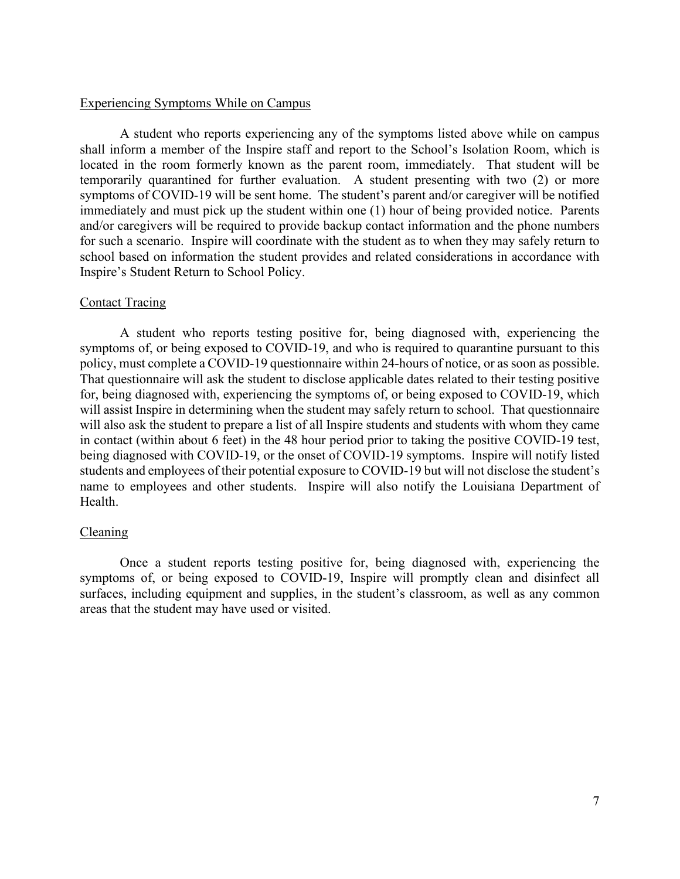Experiencing Symptoms While on Campus

A student who reports experiencing any of the symptoms listed above while on campus shall inform a member of the Inspire staff and report to the School's Isolation Room, which is located in the room formerly known as the parent room, immediately. That student will be temporarily quarantined for further evaluation. A student presenting with two (2) or more symptoms of COVID-19 will be sent home. The student's parent and/or caregiver will be notified immediately and must pick up the student within one (1) hour of being provided notice. Parents and/or caregivers will be required to provide backup contact information and the phone numbers for such a scenario. Inspire will coordinate with the student as to when they may safely return to school based on information the student provides and related considerations in accordance with Inspire's Student Return to School Policy.

Contact Tracing

A student who reports testing positive for, being diagnosed with, experiencing the symptoms of, or being exposed to COVID-19, and who is required to quarantine pursuant to this policy, must complete a COVID-19 questionnaire within 24-hours of notice, or as soon as possible. That questionnaire will ask the student to disclose applicable dates related to their testing positive for, being diagnosed with, experiencing the symptoms of, or being exposed to COVID-19, which will assist Inspire in determining when the student may safely return to school. That questionnaire will also ask the student to prepare a list of all Inspire students and students with whom they came in contact (within about 6 feet) in the 48 hour period prior to taking the positive COVID-19 test, being diagnosed with COVID-19, or the onset of COVID-19 symptoms. Inspire will notify listed students and employees of their potential exposure to COVID-19 but will not disclose the student's name to employees and other students. Inspire will also notify the Louisiana Department of Health.

Cleaning

Once a student reports testing positive for, being diagnosed with, experiencing the symptoms of, or being exposed to COVID-19, Inspire will promptly clean and disinfect all surfaces, including equipment and supplies, in the student's classroom, as well as any common areas that the student may have used or visited.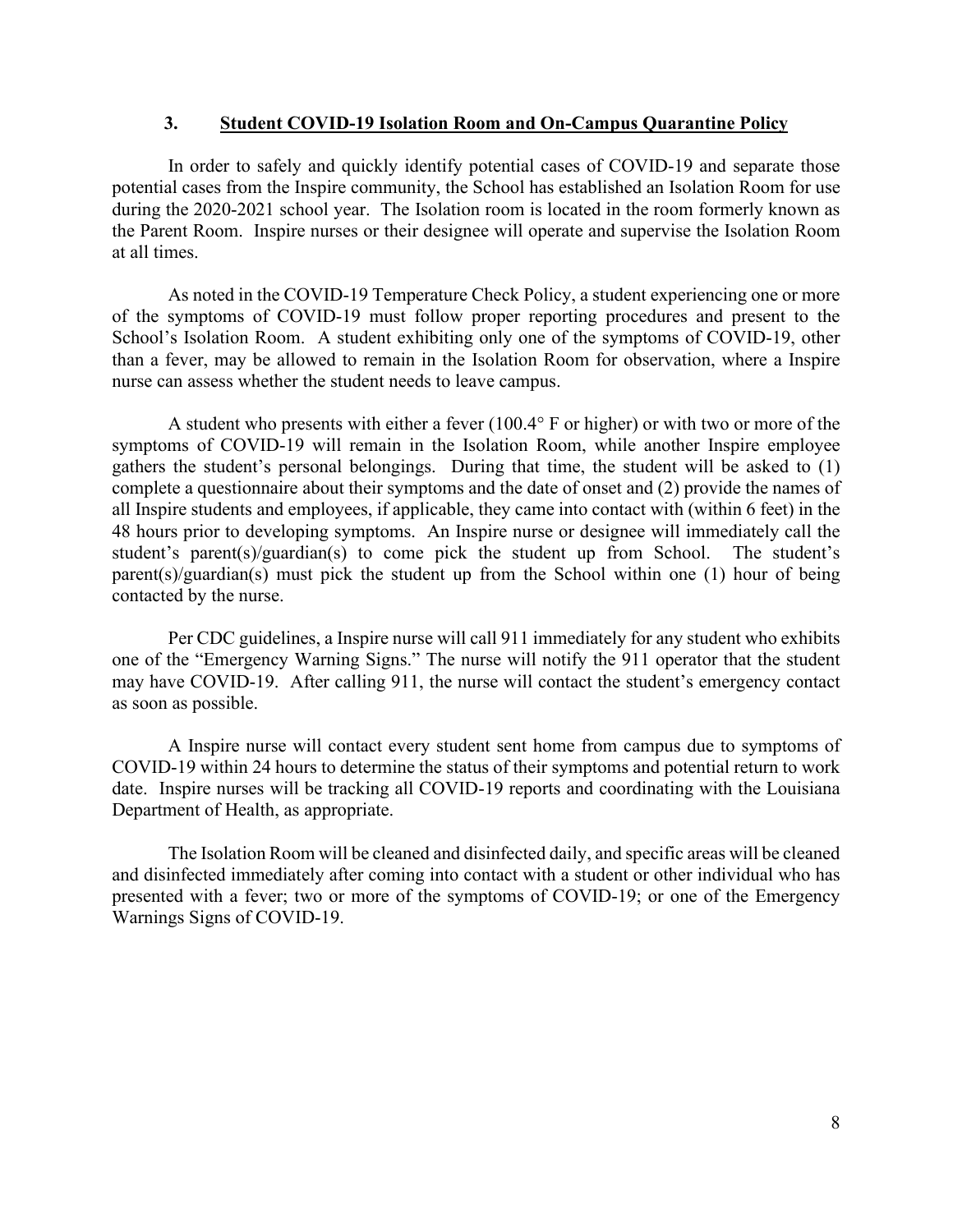## 3. Student COVID-19 Isolation Room and On-Campus Quarantine Policy

In order to safely and quickly identify potential cases of COVID-19 and separate those potential cases from the Inspire community, the School has established an Isolation Room for use during the 2020-2021 school year. The Isolation room is located in the room formerly known as the Parent Room. Inspire nurses or their designee will operate and supervise the Isolation Room at all times.

As noted in the COVID-19 Temperature Check Policy, a student experiencing one or more of the symptoms of COVID-19 must follow proper reporting procedures and present to the School's Isolation Room. A student exhibiting only one of the symptoms of COVID-19, other than a fever, may be allowed to remain in the Isolation Room for observation, where a Inspire nurse can assess whether the student needs to leave campus.

A student who presents with either a fever (100.4° F or higher) or with two or more of the symptoms of COVID-19 will remain in the Isolation Room, while another Inspire employee gathers the student's personal belongings. During that time, the student will be asked to (1) complete a questionnaire about their symptoms and the date of onset and (2) provide the names of all Inspire students and employees, if applicable, they came into contact with (within 6 feet) in the 48 hours prior to developing symptoms. An Inspire nurse or designee will immediately call the student's parent(s)/guardian(s) to come pick the student up from School. The student's parent(s)/guardian(s) must pick the student up from the School within one (1) hour of being contacted by the nurse.

Per CDC guidelines, a Inspire nurse will call 911 immediately for any student who exhibits one of the "Emergency Warning Signs." The nurse will notify the 911 operator that the student may have COVID-19. After calling 911, the nurse will contact the student's emergency contact as soon as possible.

A Inspire nurse will contact every student sent home from campus due to symptoms of COVID-19 within 24 hours to determine the status of their symptoms and potential return to work date. Inspire nurses will be tracking all COVID-19 reports and coordinating with the Louisiana Department of Health, as appropriate.

The Isolation Room will be cleaned and disinfected daily, and specific areas will be cleaned and disinfected immediately after coming into contact with a student or other individual who has presented with a fever; two or more of the symptoms of COVID-19; or one of the Emergency Warnings Signs of COVID-19.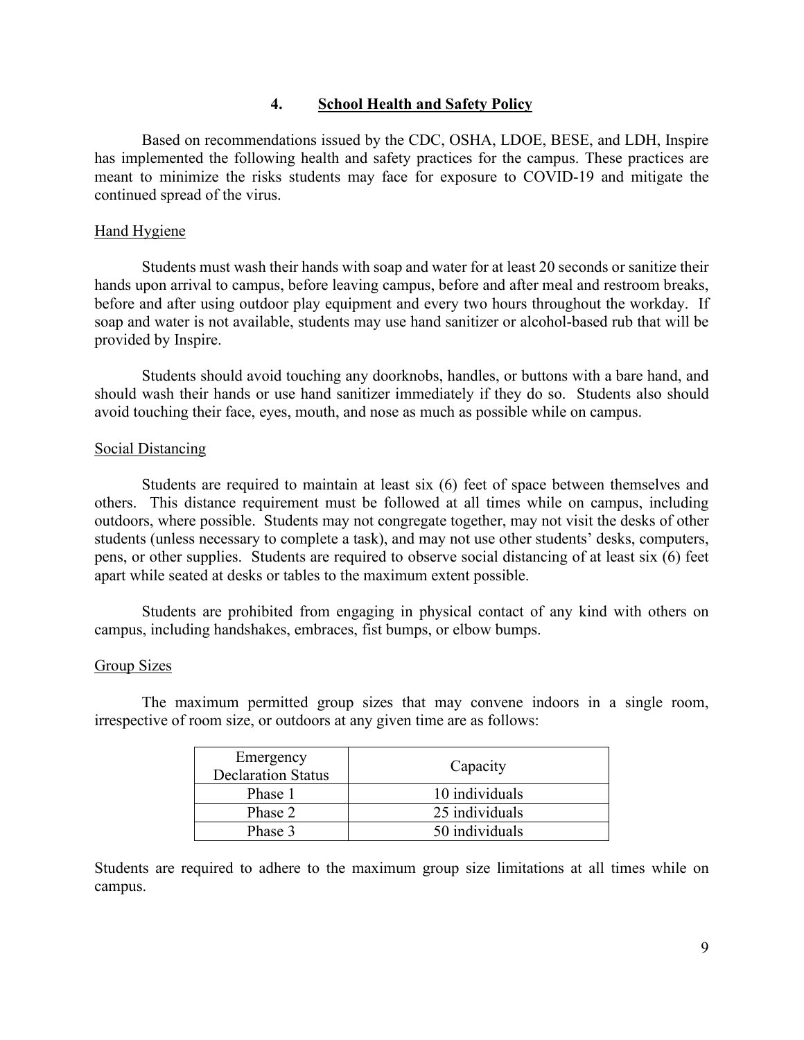## 4. School Health and Safety Policy

Based on recommendations issued by the CDC, OSHA, LDOE, BESE, and LDH, Inspire has implemented the following health and safety practices for the campus. These practices are meant to minimize the risks students may face for exposure to COVID-19 and mitigate the continued spread of the virus.

### Hand Hygiene

Students must wash their hands with soap and water for at least 20 seconds or sanitize their hands upon arrival to campus, before leaving campus, before and after meal and restroom breaks, before and after using outdoor play equipment and every two hours throughout the workday. If soap and water is not available, students may use hand sanitizer or alcohol-based rub that will be provided by Inspire.

Students should avoid touching any doorknobs, handles, or buttons with a bare hand, and should wash their hands or use hand sanitizer immediately if they do so. Students also should avoid touching their face, eyes, mouth, and nose as much as possible while on campus.

### Social Distancing

Students are required to maintain at least six (6) feet of space between themselves and others. This distance requirement must be followed at all times while on campus, including outdoors, where possible. Students may not congregate together, may not visit the desks of other students (unless necessary to complete a task), and may not use other students' desks, computers, pens, or other supplies. Students are required to observe social distancing of at least six (6) feet apart while seated at desks or tables to the maximum extent possible.

Students are prohibited from engaging in physical contact of any kind with others on campus, including handshakes, embraces, fist bumps, or elbow bumps.

### Group Sizes

The maximum permitted group sizes that may convene indoors in a single room, irrespective of room size, or outdoors at any given time are as follows:

| Emergency Declaration Status | Capacity |
|---|---|
| Phase 1 | 10 individuals |
| Phase 2 | 25 individuals |
| Phase 3 | 50 individuals |

Students are required to adhere to the maximum group size limitations at all times while on campus.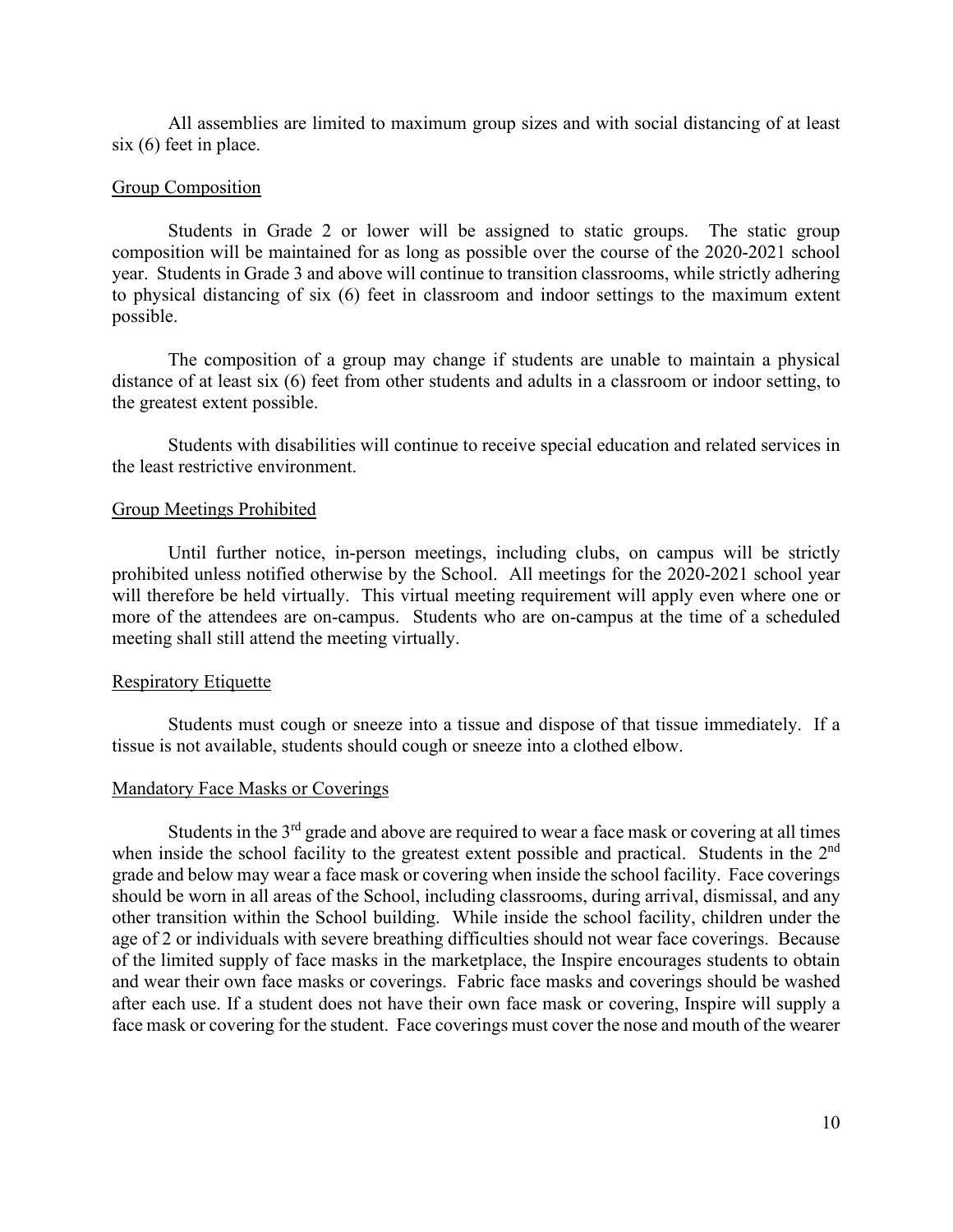All assemblies are limited to maximum group sizes and with social distancing of at least six (6) feet in place.

## Group Composition

Students in Grade 2 or lower will be assigned to static groups. The static group composition will be maintained for as long as possible over the course of the 2020-2021 school year. Students in Grade 3 and above will continue to transition classrooms, while strictly adhering to physical distancing of six (6) feet in classroom and indoor settings to the maximum extent possible.

The composition of a group may change if students are unable to maintain a physical distance of at least six (6) feet from other students and adults in a classroom or indoor setting, to the greatest extent possible.

Students with disabilities will continue to receive special education and related services in the least restrictive environment.

## Group Meetings Prohibited

Until further notice, in-person meetings, including clubs, on campus will be strictly prohibited unless notified otherwise by the School. All meetings for the 2020-2021 school year will therefore be held virtually. This virtual meeting requirement will apply even where one or more of the attendees are on-campus. Students who are on-campus at the time of a scheduled meeting shall still attend the meeting virtually.

## Respiratory Etiquette

Students must cough or sneeze into a tissue and dispose of that tissue immediately. If a tissue is not available, students should cough or sneeze into a clothed elbow.

## Mandatory Face Masks or Coverings

Students in the 3rd grade and above are required to wear a face mask or covering at all times when inside the school facility to the greatest extent possible and practical. Students in the 2nd grade and below may wear a face mask or covering when inside the school facility. Face coverings should be worn in all areas of the School, including classrooms, during arrival, dismissal, and any other transition within the School building. While inside the school facility, children under the age of 2 or individuals with severe breathing difficulties should not wear face coverings. Because of the limited supply of face masks in the marketplace, the Inspire encourages students to obtain and wear their own face masks or coverings. Fabric face masks and coverings should be washed after each use. If a student does not have their own face mask or covering, Inspire will supply a face mask or covering for the student. Face coverings must cover the nose and mouth of the wearer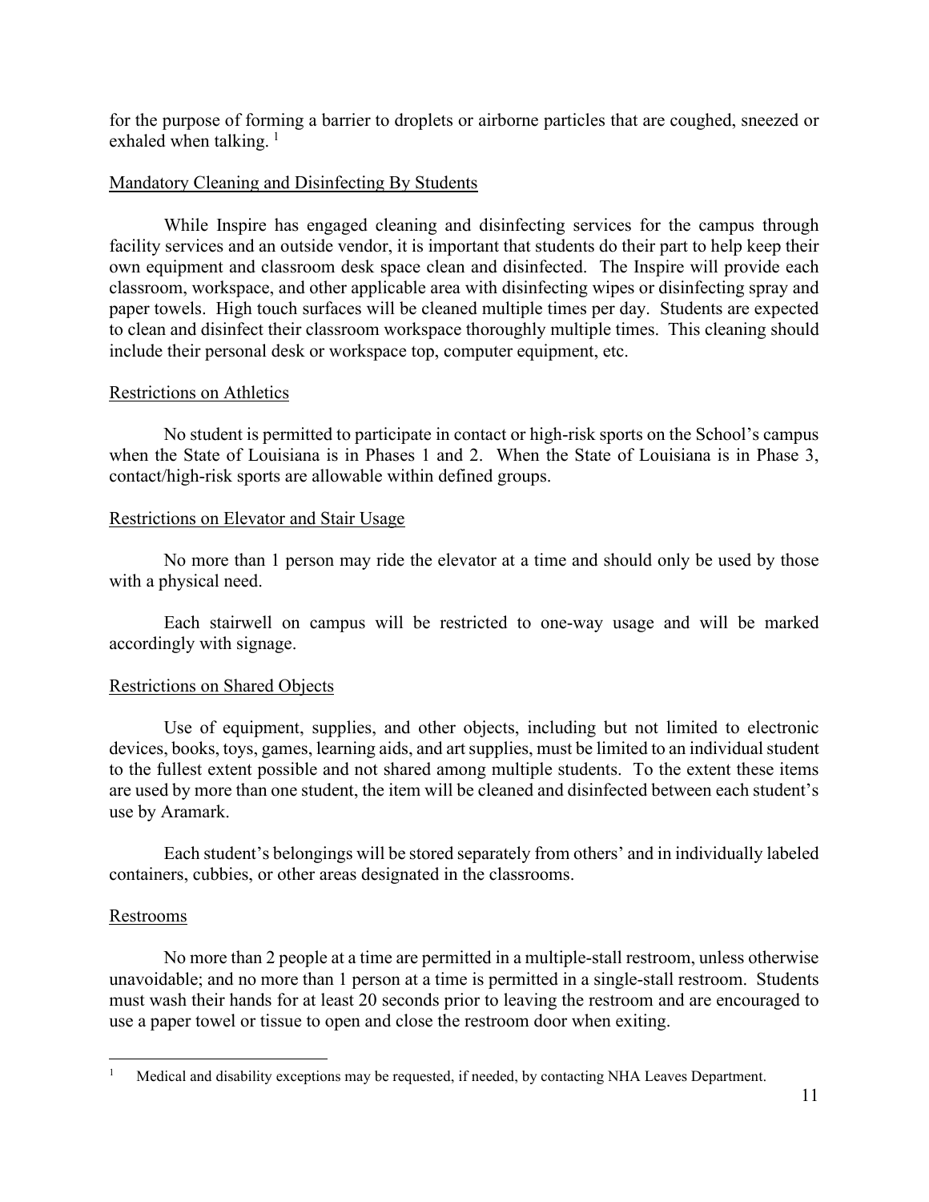for the purpose of forming a barrier to droplets or airborne particles that are coughed, sneezed or exhaled when talking. [1]

## Mandatory Cleaning and Disinfecting By Students

While Inspire has engaged cleaning and disinfecting services for the campus through facility services and an outside vendor, it is important that students do their part to help keep their own equipment and classroom desk space clean and disinfected. The Inspire will provide each classroom, workspace, and other applicable area with disinfecting wipes or disinfecting spray and paper towels. High touch surfaces will be cleaned multiple times per day. Students are expected to clean and disinfect their classroom workspace thoroughly multiple times. This cleaning should include their personal desk or workspace top, computer equipment, etc.

## Restrictions on Athletics

No student is permitted to participate in contact or high-risk sports on the School's campus when the State of Louisiana is in Phases 1 and 2. When the State of Louisiana is in Phase 3, contact/high-risk sports are allowable within defined groups.

## Restrictions on Elevator and Stair Usage

No more than 1 person may ride the elevator at a time and should only be used by those with a physical need.

Each stairwell on campus will be restricted to one-way usage and will be marked accordingly with signage.

## Restrictions on Shared Objects

Use of equipment, supplies, and other objects, including but not limited to electronic devices, books, toys, games, learning aids, and art supplies, must be limited to an individual student to the fullest extent possible and not shared among multiple students. To the extent these items are used by more than one student, the item will be cleaned and disinfected between each student's use by Aramark.

Each student's belongings will be stored separately from others' and in individually labeled containers, cubbies, or other areas designated in the classrooms.

## Restrooms

No more than 2 people at a time are permitted in a multiple-stall restroom, unless otherwise unavoidable; and no more than 1 person at a time is permitted in a single-stall restroom. Students must wash their hands for at least 20 seconds prior to leaving the restroom and are encouraged to use a paper towel or tissue to open and close the restroom door when exiting.

---

[1] Medical and disability exceptions may be requested, if needed, by contacting NHA Leaves Department.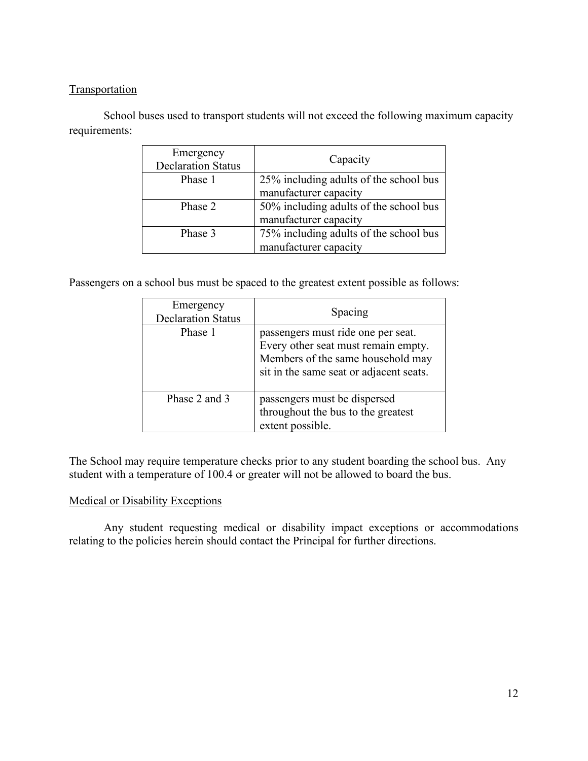## Transportation

School buses used to transport students will not exceed the following maximum capacity requirements:

| Emergency Declaration Status | Capacity |
|---|---|
| Phase 1 | 25% including adults of the school bus manufacturer capacity |
| Phase 2 | 50% including adults of the school bus manufacturer capacity |
| Phase 3 | 75% including adults of the school bus manufacturer capacity |

Passengers on a school bus must be spaced to the greatest extent possible as follows:

| Emergency Declaration Status | Spacing |
|---|---|
| Phase 1 | passengers must ride one per seat. Every other seat must remain empty. Members of the same household may sit in the same seat or adjacent seats. |
| Phase 2 and 3 | passengers must be dispersed throughout the bus to the greatest extent possible. |

The School may require temperature checks prior to any student boarding the school bus. Any student with a temperature of 100.4 or greater will not be allowed to board the bus.

## Medical or Disability Exceptions

Any student requesting medical or disability impact exceptions or accommodations relating to the policies herein should contact the Principal for further directions.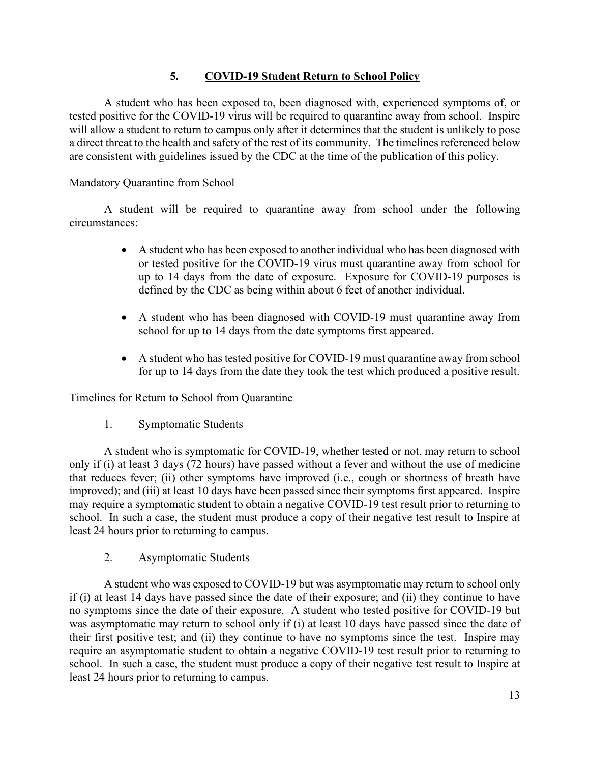## 5. COVID-19 Student Return to School Policy

A student who has been exposed to, been diagnosed with, experienced symptoms of, or tested positive for the COVID-19 virus will be required to quarantine away from school. Inspire will allow a student to return to campus only after it determines that the student is unlikely to pose a direct threat to the health and safety of the rest of its community. The timelines referenced below are consistent with guidelines issued by the CDC at the time of the publication of this policy.

### Mandatory Quarantine from School

A student will be required to quarantine away from school under the following circumstances:

- A student who has been exposed to another individual who has been diagnosed with or tested positive for the COVID-19 virus must quarantine away from school for up to 14 days from the date of exposure. Exposure for COVID-19 purposes is defined by the CDC as being within about 6 feet of another individual.
- A student who has been diagnosed with COVID-19 must quarantine away from school for up to 14 days from the date symptoms first appeared.
- A student who has tested positive for COVID-19 must quarantine away from school for up to 14 days from the date they took the test which produced a positive result.

### Timelines for Return to School from Quarantine

1. Symptomatic Students

A student who is symptomatic for COVID-19, whether tested or not, may return to school only if (i) at least 3 days (72 hours) have passed without a fever and without the use of medicine that reduces fever; (ii) other symptoms have improved (i.e., cough or shortness of breath have improved); and (iii) at least 10 days have been passed since their symptoms first appeared. Inspire may require a symptomatic student to obtain a negative COVID-19 test result prior to returning to school. In such a case, the student must produce a copy of their negative test result to Inspire at least 24 hours prior to returning to campus.

2. Asymptomatic Students

A student who was exposed to COVID-19 but was asymptomatic may return to school only if (i) at least 14 days have passed since the date of their exposure; and (ii) they continue to have no symptoms since the date of their exposure. A student who tested positive for COVID-19 but was asymptomatic may return to school only if (i) at least 10 days have passed since the date of their first positive test; and (ii) they continue to have no symptoms since the test. Inspire may require an asymptomatic student to obtain a negative COVID-19 test result prior to returning to school. In such a case, the student must produce a copy of their negative test result to Inspire at least 24 hours prior to returning to campus.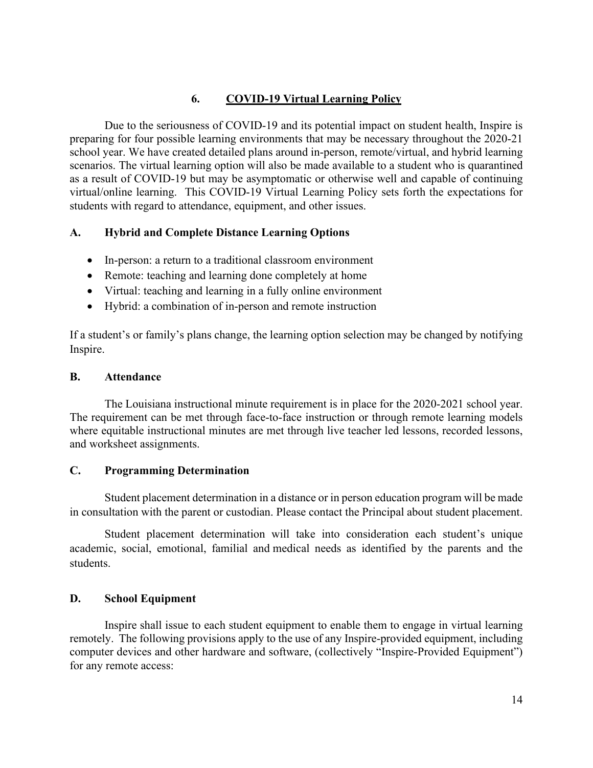## 6. COVID-19 Virtual Learning Policy

Due to the seriousness of COVID-19 and its potential impact on student health, Inspire is preparing for four possible learning environments that may be necessary throughout the 2020-21 school year. We have created detailed plans around in-person, remote/virtual, and hybrid learning scenarios. The virtual learning option will also be made available to a student who is quarantined as a result of COVID-19 but may be asymptomatic or otherwise well and capable of continuing virtual/online learning. This COVID-19 Virtual Learning Policy sets forth the expectations for students with regard to attendance, equipment, and other issues.

### A. Hybrid and Complete Distance Learning Options

- In-person: a return to a traditional classroom environment
- Remote: teaching and learning done completely at home
- Virtual: teaching and learning in a fully online environment
- Hybrid: a combination of in-person and remote instruction

If a student's or family's plans change, the learning option selection may be changed by notifying Inspire.

### B. Attendance

The Louisiana instructional minute requirement is in place for the 2020-2021 school year. The requirement can be met through face-to-face instruction or through remote learning models where equitable instructional minutes are met through live teacher led lessons, recorded lessons, and worksheet assignments.

### C. Programming Determination

Student placement determination in a distance or in person education program will be made in consultation with the parent or custodian. Please contact the Principal about student placement.

Student placement determination will take into consideration each student's unique academic, social, emotional, familial and medical needs as identified by the parents and the students.

### D. School Equipment

Inspire shall issue to each student equipment to enable them to engage in virtual learning remotely. The following provisions apply to the use of any Inspire-provided equipment, including computer devices and other hardware and software, (collectively "Inspire-Provided Equipment") for any remote access: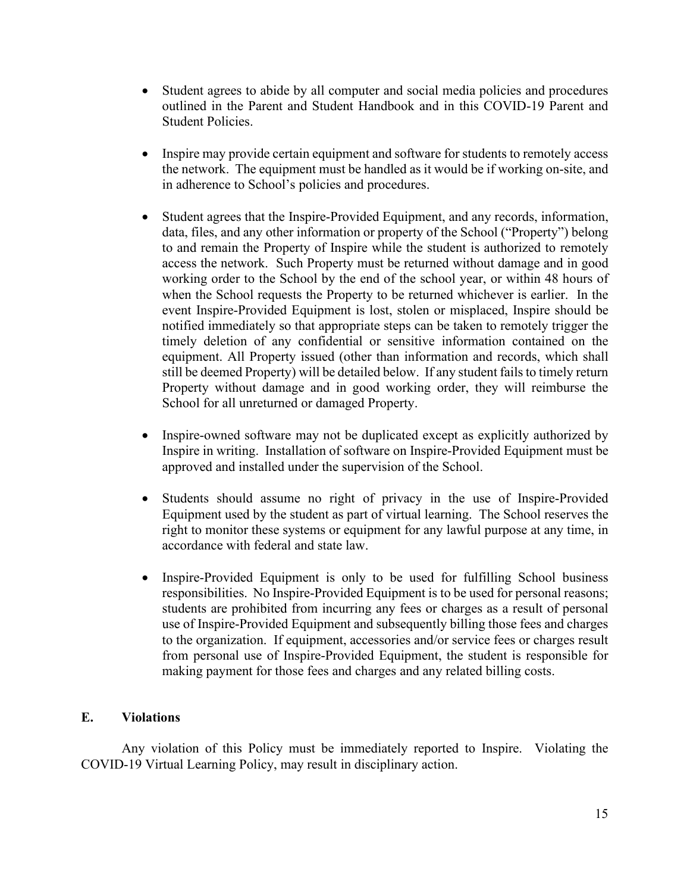- Student agrees to abide by all computer and social media policies and procedures outlined in the Parent and Student Handbook and in this COVID-19 Parent and Student Policies.

- Inspire may provide certain equipment and software for students to remotely access the network. The equipment must be handled as it would be if working on-site, and in adherence to School's policies and procedures.

- Student agrees that the Inspire-Provided Equipment, and any records, information, data, files, and any other information or property of the School ("Property") belong to and remain the Property of Inspire while the student is authorized to remotely access the network. Such Property must be returned without damage and in good working order to the School by the end of the school year, or within 48 hours of when the School requests the Property to be returned whichever is earlier. In the event Inspire-Provided Equipment is lost, stolen or misplaced, Inspire should be notified immediately so that appropriate steps can be taken to remotely trigger the timely deletion of any confidential or sensitive information contained on the equipment. All Property issued (other than information and records, which shall still be deemed Property) will be detailed below. If any student fails to timely return Property without damage and in good working order, they will reimburse the School for all unreturned or damaged Property.

- Inspire-owned software may not be duplicated except as explicitly authorized by Inspire in writing. Installation of software on Inspire-Provided Equipment must be approved and installed under the supervision of the School.

- Students should assume no right of privacy in the use of Inspire-Provided Equipment used by the student as part of virtual learning. The School reserves the right to monitor these systems or equipment for any lawful purpose at any time, in accordance with federal and state law.

- Inspire-Provided Equipment is only to be used for fulfilling School business responsibilities. No Inspire-Provided Equipment is to be used for personal reasons; students are prohibited from incurring any fees or charges as a result of personal use of Inspire-Provided Equipment and subsequently billing those fees and charges to the organization. If equipment, accessories and/or service fees or charges result from personal use of Inspire-Provided Equipment, the student is responsible for making payment for those fees and charges and any related billing costs.

## E. Violations

Any violation of this Policy must be immediately reported to Inspire. Violating the COVID-19 Virtual Learning Policy, may result in disciplinary action.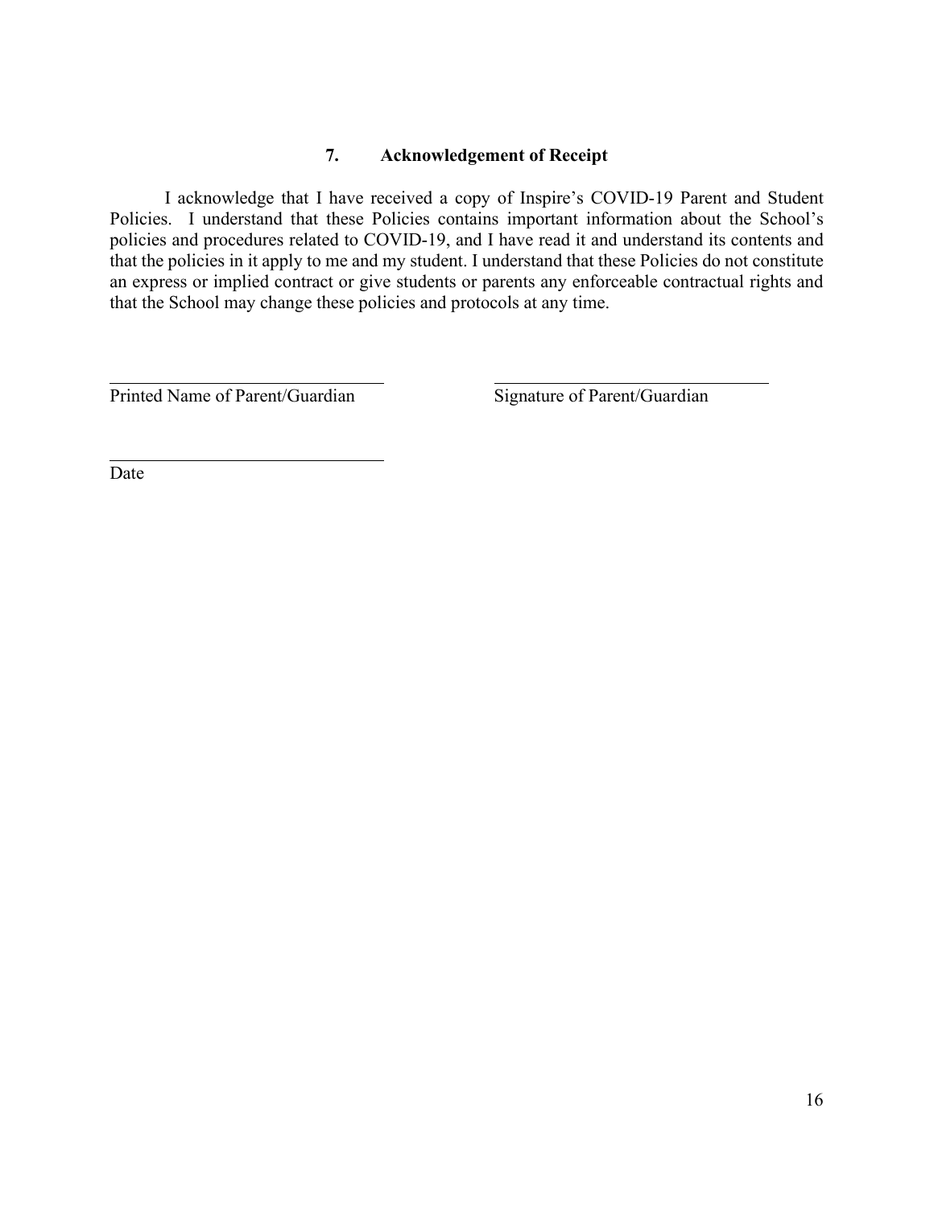## 7. Acknowledgement of Receipt

I acknowledge that I have received a copy of Inspire's COVID-19 Parent and Student Policies. I understand that these Policies contains important information about the School's policies and procedures related to COVID-19, and I have read it and understand its contents and that the policies in it apply to me and my student. I understand that these Policies do not constitute an express or implied contract or give students or parents any enforceable contractual rights and that the School may change these policies and protocols at any time.

______________________________
Printed Name of Parent/Guardian

______________________________
Signature of Parent/Guardian

______________________________
Date